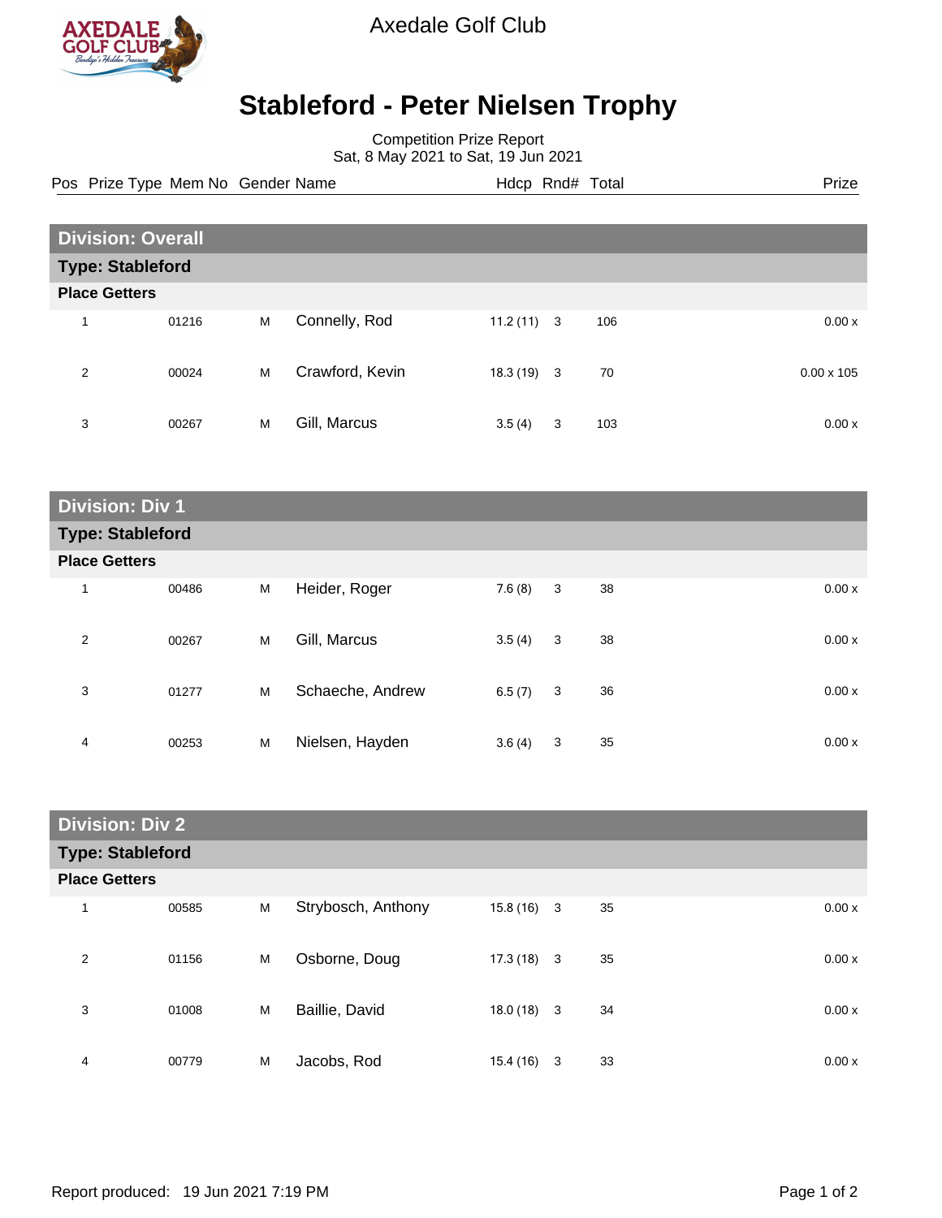Axedale Golf Club

# Stableford - Peter Nielsen Trophy

Competition Prize Report
Sat, 8 May 2021 to Sat, 19 Jun 2021

## Division: Overall

### Type: Stableford

**Place Getters**

| Pos | Prize Type | Mem No | Gender | Name | Hdcp | Rnd# | Total | Prize |
|---|---|---|---|---|---|---|---|---|
| 1 | | 01216 | M | Connelly, Rod | 11.2 (11) | 3 | 106 | 0.00 x |
| 2 | | 00024 | M | Crawford, Kevin | 18.3 (19) | 3 | 70 | 0.00 x 105 |
| 3 | | 00267 | M | Gill, Marcus | 3.5 (4) | 3 | 103 | 0.00 x |

## Division: Div 1

### Type: Stableford

**Place Getters**

| Pos | Prize Type | Mem No | Gender | Name | Hdcp | Rnd# | Total | Prize |
|---|---|---|---|---|---|---|---|---|
| 1 | | 00486 | M | Heider, Roger | 7.6 (8) | 3 | 38 | 0.00 x |
| 2 | | 00267 | M | Gill, Marcus | 3.5 (4) | 3 | 38 | 0.00 x |
| 3 | | 01277 | M | Schaeche, Andrew | 6.5 (7) | 3 | 36 | 0.00 x |
| 4 | | 00253 | M | Nielsen, Hayden | 3.6 (4) | 3 | 35 | 0.00 x |

## Division: Div 2

### Type: Stableford

**Place Getters**

| Pos | Prize Type | Mem No | Gender | Name | Hdcp | Rnd# | Total | Prize |
|---|---|---|---|---|---|---|---|---|
| 1 | | 00585 | M | Strybosch, Anthony | 15.8 (16) | 3 | 35 | 0.00 x |
| 2 | | 01156 | M | Osborne, Doug | 17.3 (18) | 3 | 35 | 0.00 x |
| 3 | | 01008 | M | Baillie, David | 18.0 (18) | 3 | 34 | 0.00 x |
| 4 | | 00779 | M | Jacobs, Rod | 15.4 (16) | 3 | 33 | 0.00 x |

Report produced: 19 Jun 2021 7:19 PM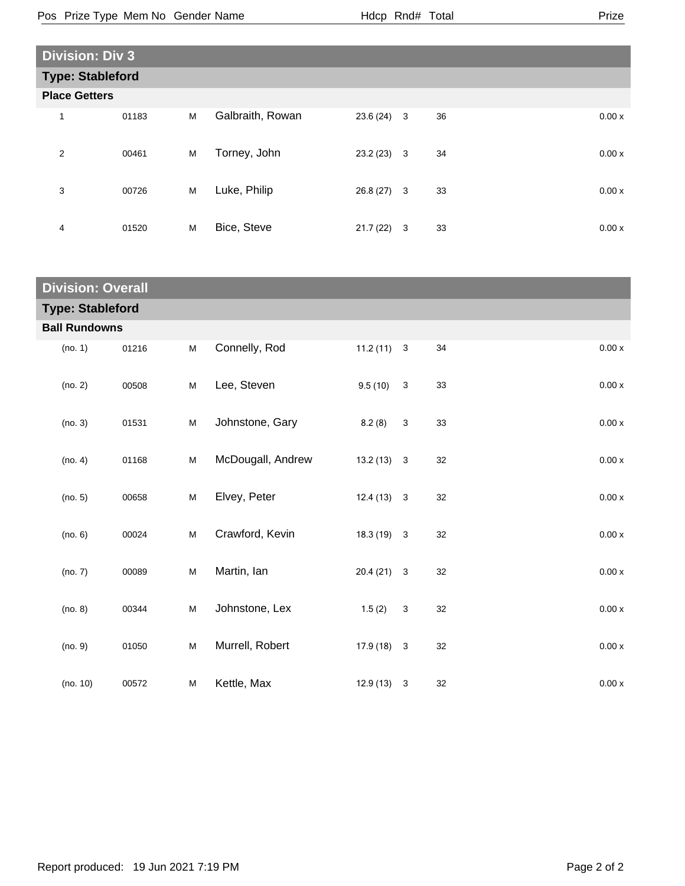| Pos | Prize Type | Mem No | Gender | Name | Hdcp | Rnd# | Total | Prize |
|---|---|---|---|---|---|---|---|---|

## Division: Div 3

### Type: Stableford

**Place Getters**

| Pos | Mem No | Gender | Name | Hdcp | Rnd# | Total | Prize |
|---|---|---|---|---|---|---|---|
| 1 | 01183 | M | Galbraith, Rowan | 23.6 (24) | 3 | 36 | 0.00 x |
| 2 | 00461 | M | Torney, John | 23.2 (23) | 3 | 34 | 0.00 x |
| 3 | 00726 | M | Luke, Philip | 26.8 (27) | 3 | 33 | 0.00 x |
| 4 | 01520 | M | Bice, Steve | 21.7 (22) | 3 | 33 | 0.00 x |

## Division: Overall

### Type: Stableford

**Ball Rundowns**

| Pos | Mem No | Gender | Name | Hdcp | Rnd# | Total | Prize |
|---|---|---|---|---|---|---|---|
| (no. 1) | 01216 | M | Connelly, Rod | 11.2 (11) | 3 | 34 | 0.00 x |
| (no. 2) | 00508 | M | Lee, Steven | 9.5 (10) | 3 | 33 | 0.00 x |
| (no. 3) | 01531 | M | Johnstone, Gary | 8.2 (8) | 3 | 33 | 0.00 x |
| (no. 4) | 01168 | M | McDougall, Andrew | 13.2 (13) | 3 | 32 | 0.00 x |
| (no. 5) | 00658 | M | Elvey, Peter | 12.4 (13) | 3 | 32 | 0.00 x |
| (no. 6) | 00024 | M | Crawford, Kevin | 18.3 (19) | 3 | 32 | 0.00 x |
| (no. 7) | 00089 | M | Martin, Ian | 20.4 (21) | 3 | 32 | 0.00 x |
| (no. 8) | 00344 | M | Johnstone, Lex | 1.5 (2) | 3 | 32 | 0.00 x |
| (no. 9) | 01050 | M | Murrell, Robert | 17.9 (18) | 3 | 32 | 0.00 x |
| (no. 10) | 00572 | M | Kettle, Max | 12.9 (13) | 3 | 32 | 0.00 x |

Report produced: 19 Jun 2021 7:19 PM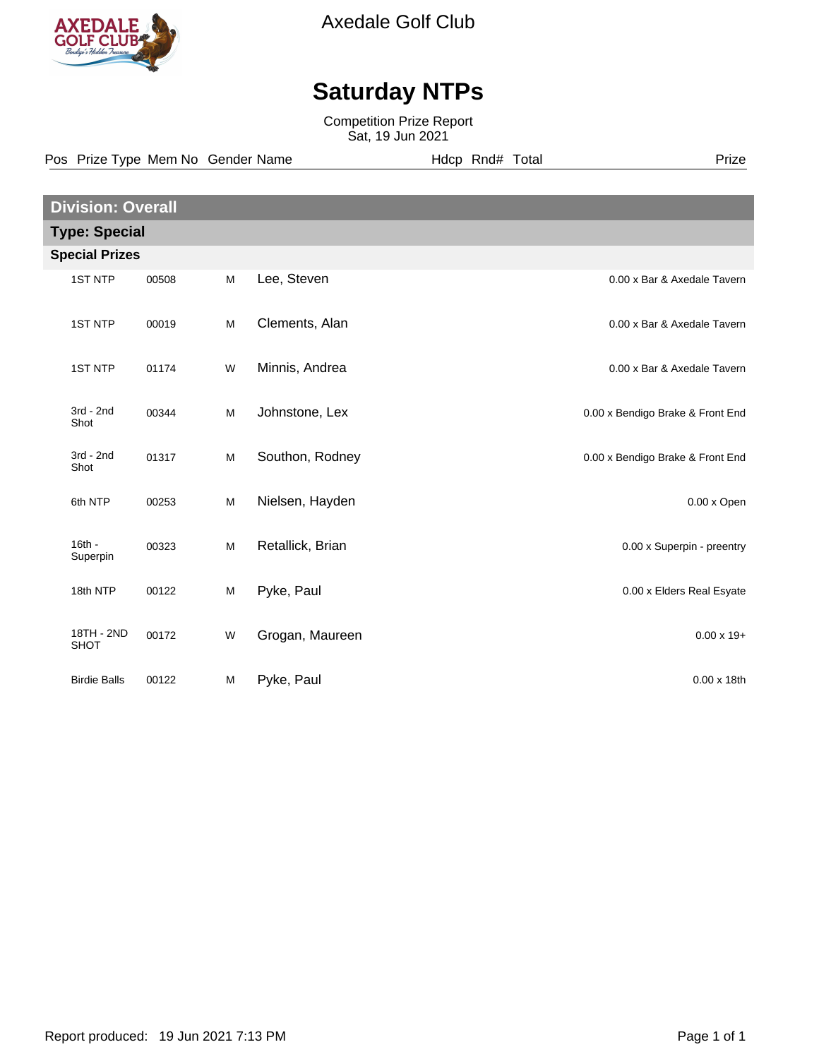Axedale Golf Club

# Saturday NTPs

Competition Prize Report
Sat, 19 Jun 2021

## Division: Overall

### Type: Special

#### Special Prizes

| Pos | Prize Type | Mem No | Gender | Name | Hdcp | Rnd# | Total | Prize |
|---|---|---|---|---|---|---|---|---|
| | 1ST NTP | 00508 | M | Lee, Steven | | | | 0.00 x Bar & Axedale Tavern |
| | 1ST NTP | 00019 | M | Clements, Alan | | | | 0.00 x Bar & Axedale Tavern |
| | 1ST NTP | 01174 | W | Minnis, Andrea | | | | 0.00 x Bar & Axedale Tavern |
| | 3rd - 2nd Shot | 00344 | M | Johnstone, Lex | | | | 0.00 x Bendigo Brake & Front End |
| | 3rd - 2nd Shot | 01317 | M | Southon, Rodney | | | | 0.00 x Bendigo Brake & Front End |
| | 6th NTP | 00253 | M | Nielsen, Hayden | | | | 0.00 x Open |
| | 16th - Superpin | 00323 | M | Retallick, Brian | | | | 0.00 x Superpin - preentry |
| | 18th NTP | 00122 | M | Pyke, Paul | | | | 0.00 x Elders Real Esyate |
| | 18TH - 2ND SHOT | 00172 | W | Grogan, Maureen | | | | 0.00 x 19+ |
| | Birdie Balls | 00122 | M | Pyke, Paul | | | | 0.00 x 18th |

Report produced: 19 Jun 2021 7:13 PM